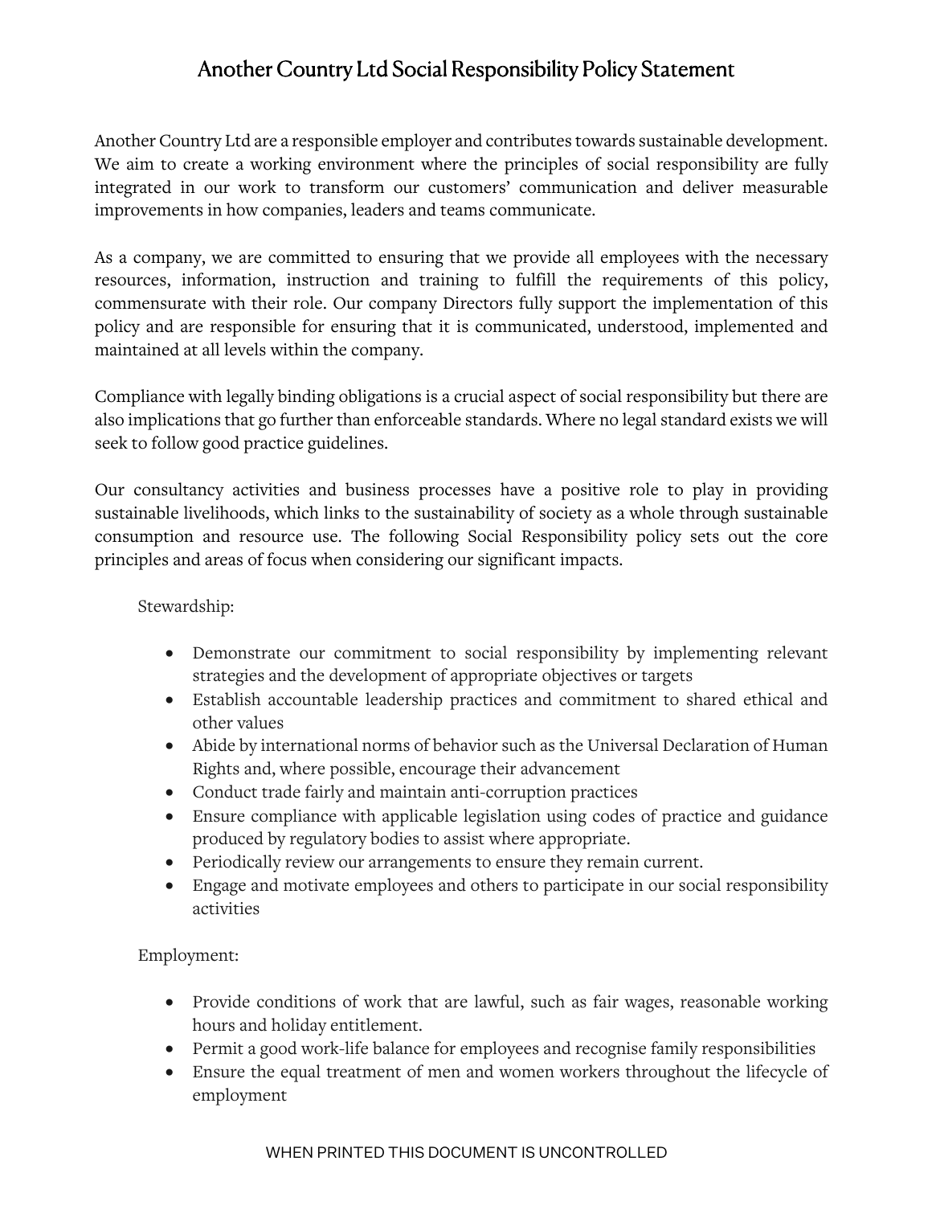# Another Country Ltd Social Responsibility Policy Statement

Another Country Ltd are a responsible employer and contributes towards sustainable development. We aim to create a working environment where the principles of social responsibility are fully integrated in our work to transform our customers' communication and deliver measurable improvements in how companies, leaders and teams communicate.

As a company, we are committed to ensuring that we provide all employees with the necessary resources, information, instruction and training to fulfill the requirements of this policy, commensurate with their role. Our company Directors fully support the implementation of this policy and are responsible for ensuring that it is communicated, understood, implemented and maintained at all levels within the company.

Compliance with legally binding obligations is a crucial aspect of social responsibility but there are also implications that go further than enforceable standards. Where no legal standard exists we will seek to follow good practice guidelines.

Our consultancy activities and business processes have a positive role to play in providing sustainable livelihoods, which links to the sustainability of society as a whole through sustainable consumption and resource use. The following Social Responsibility policy sets out the core principles and areas of focus when considering our significant impacts.

Stewardship:

- Demonstrate our commitment to social responsibility by implementing relevant strategies and the development of appropriate objectives or targets
- Establish accountable leadership practices and commitment to shared ethical and other values
- Abide by international norms of behavior such as the Universal Declaration of Human Rights and, where possible, encourage their advancement
- Conduct trade fairly and maintain anti-corruption practices
- Ensure compliance with applicable legislation using codes of practice and guidance produced by regulatory bodies to assist where appropriate.
- Periodically review our arrangements to ensure they remain current.
- Engage and motivate employees and others to participate in our social responsibility activities

Employment:

- Provide conditions of work that are lawful, such as fair wages, reasonable working hours and holiday entitlement.
- Permit a good work-life balance for employees and recognise family responsibilities
- Ensure the equal treatment of men and women workers throughout the lifecycle of employment

WHEN PRINTED THIS DOCUMENT IS UNCONTROLLED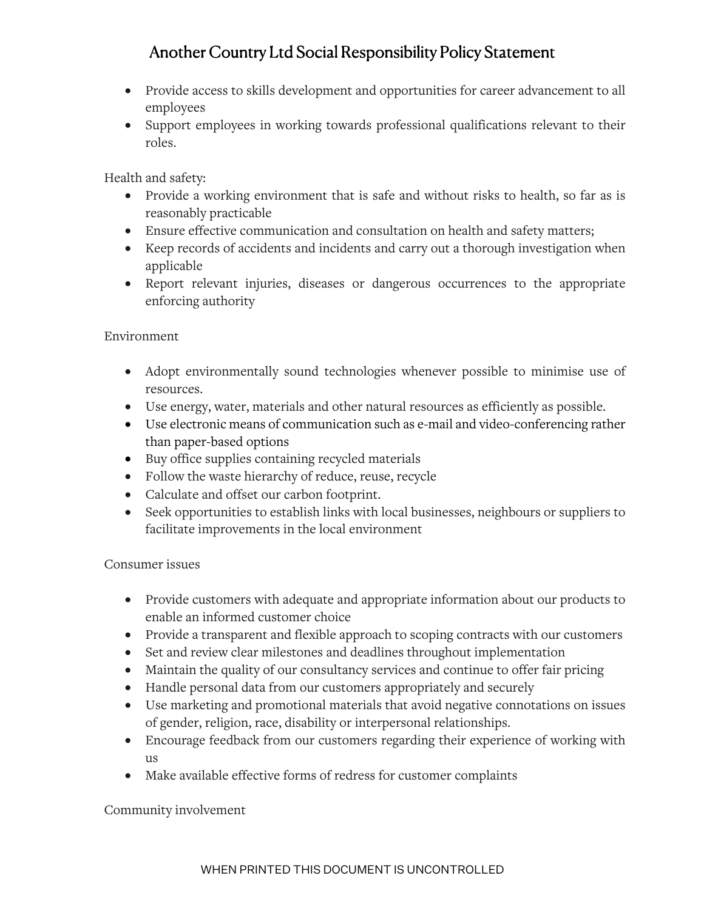- Provide access to skills development and opportunities for career advancement to all employees
- Support employees in working towards professional qualifications relevant to their roles.

Health and safety:

- Provide a working environment that is safe and without risks to health, so far as is reasonably practicable
- Ensure effective communication and consultation on health and safety matters;
- Keep records of accidents and incidents and carry out a thorough investigation when applicable
- Report relevant injuries, diseases or dangerous occurrences to the appropriate enforcing authority

Environment

- Adopt environmentally sound technologies whenever possible to minimise use of resources.
- Use energy, water, materials and other natural resources as efficiently as possible.
- Use electronic means of communication such as e-mail and video-conferencing rather than paper-based options
- Buy office supplies containing recycled materials
- Follow the waste hierarchy of reduce, reuse, recycle
- Calculate and offset our carbon footprint.
- Seek opportunities to establish links with local businesses, neighbours or suppliers to facilitate improvements in the local environment

Consumer issues

- Provide customers with adequate and appropriate information about our products to enable an informed customer choice
- Provide a transparent and flexible approach to scoping contracts with our customers
- Set and review clear milestones and deadlines throughout implementation
- Maintain the quality of our consultancy services and continue to offer fair pricing
- Handle personal data from our customers appropriately and securely
- Use marketing and promotional materials that avoid negative connotations on issues of gender, religion, race, disability or interpersonal relationships.
- Encourage feedback from our customers regarding their experience of working with us
- Make available effective forms of redress for customer complaints

Community involvement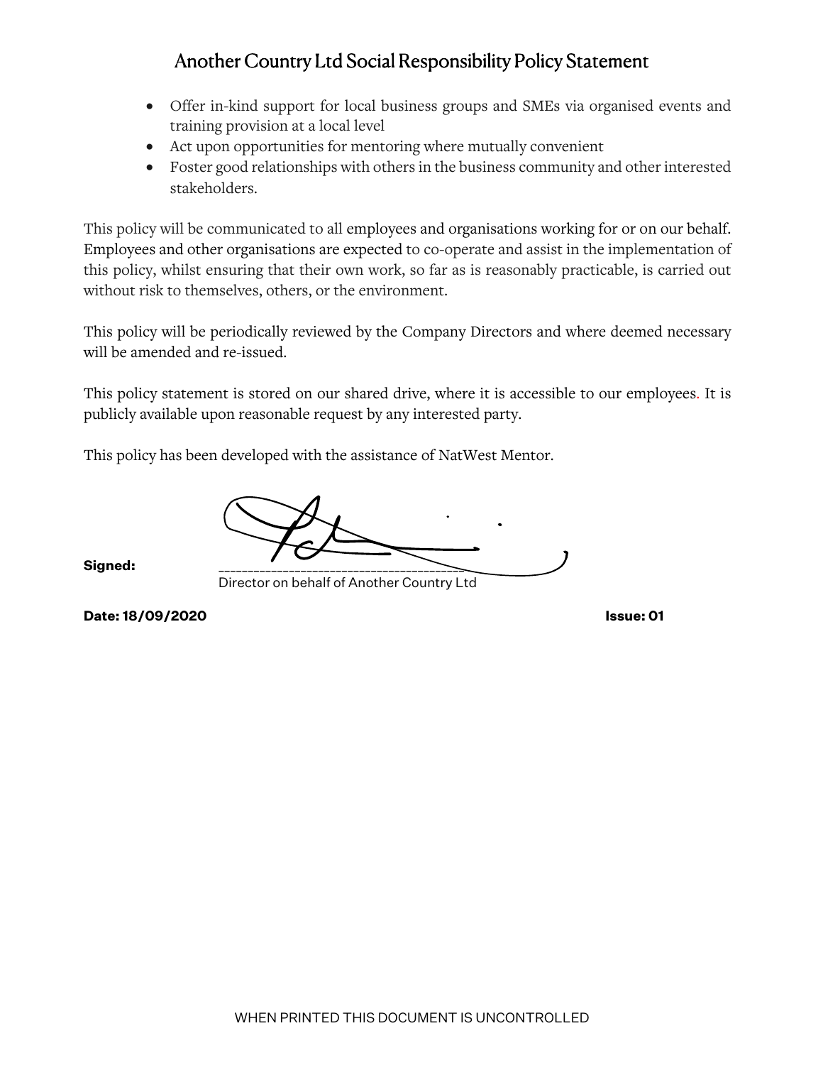# Another Country Ltd Social Responsibility Policy Statement

- Offer in-kind support for local business groups and SMEs via organised events and training provision at a local level
- Act upon opportunities for mentoring where mutually convenient
- Foster good relationships with others in the business community and other interested stakeholders.

This policy will be communicated to all employees and organisations working for or on our behalf. Employees and other organisations are expected to co-operate and assist in the implementation of this policy, whilst ensuring that their own work, so far as is reasonably practicable, is carried out without risk to themselves, others, or the environment.

This policy will be periodically reviewed by the Company Directors and where deemed necessary will be amended and re-issued.

This policy statement is stored on our shared drive, where it is accessible to our employees. It is publicly available upon reasonable request by any interested party.

This policy has been developed with the assistance of NatWest Mentor.

**Signed:** ________________________________________
Director on behalf of Another Country Ltd

**Date: 18/09/2020** **Issue: 01**

WHEN PRINTED THIS DOCUMENT IS UNCONTROLLED